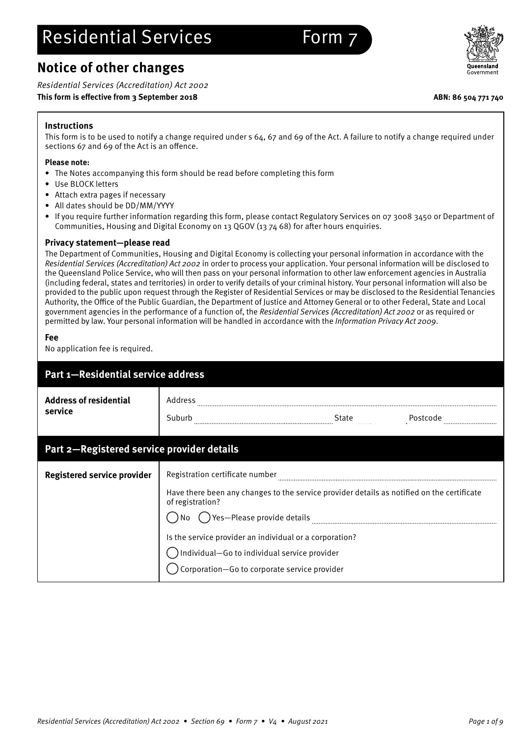# Residential Services Form 7

## Notice of other changes

*Residential Services (Accreditation) Act 2002*

**This form is effective from 3 September 2018**

**ABN: 86 504 771 740**

### Instructions

This form is to be used to notify a change required under s 64, 67 and 69 of the Act. A failure to notify a change required under sections 67 and 69 of the Act is an offence.

**Please note:**

- The Notes accompanying this form should be read before completing this form
- Use BLOCK letters
- Attach extra pages if necessary
- All dates should be DD/MM/YYYY
- If you require further information regarding this form, please contact Regulatory Services on 07 3008 3450 or Department of Communities, Housing and Digital Economy on 13 QGOV (13 74 68) for after hours enquiries.

### Privacy statement—please read

The Department of Communities, Housing and Digital Economy is collecting your personal information in accordance with the *Residential Services (Accreditation) Act 2002* in order to process your application. Your personal information will be disclosed to the Queensland Police Service, who will then pass on your personal information to other law enforcement agencies in Australia (including federal, states and territories) in order to verify details of your criminal history. Your personal information will also be provided to the public upon request through the Register of Residential Services or may be disclosed to the Residential Tenancies Authority, the Office of the Public Guardian, the Department of Justice and Attorney General or to other Federal, State and Local government agencies in the performance of a function of, the *Residential Services (Accreditation) Act 2002* or as required or permitted by law. Your personal information will be handled in accordance with the *Information Privacy Act 2009*.

### Fee

No application fee is required.

## Part 1—Residential service address

| | |
|---|---|
| **Address of residential service** | Address ..................<br>Suburb .................. State ........ Postcode .......... |

## Part 2—Registered service provider details

| | |
|---|---|
| **Registered service provider** | Registration certificate number ..................<br>Have there been any changes to the service provider details as notified on the certificate of registration?<br>◯ No ◯ Yes—Please provide details ..................<br>Is the service provider an individual or a corporation?<br>◯ Individual—Go to individual service provider<br>◯ Corporation—Go to corporate service provider |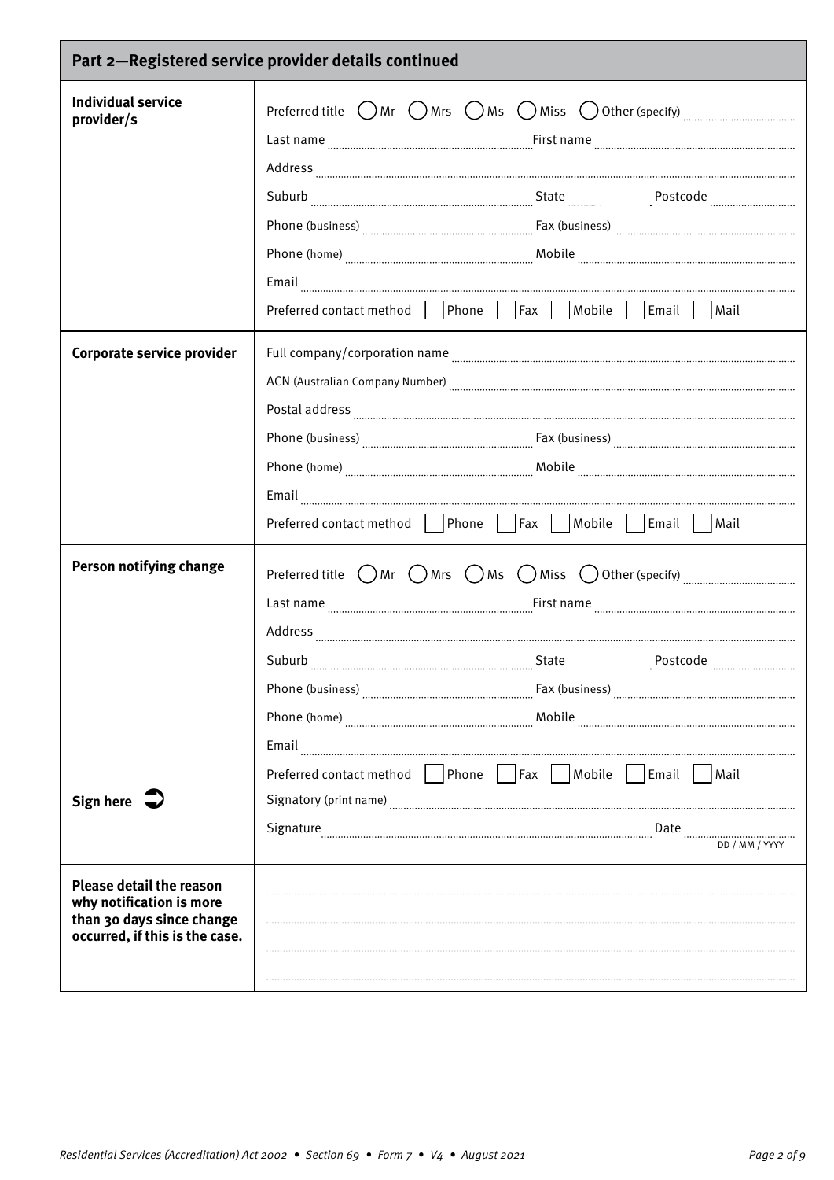## Part 2—Registered service provider details continued

| | |
|---|---|
| **Individual service provider/s** | Preferred title ◯ Mr ◯ Mrs ◯ Ms ◯ Miss ◯ Other (specify) ............<br>Last name ............ First name ............<br>Address ............<br>Suburb ............ State ............ Postcode ............<br>Phone (business) ............ Fax (business) ............<br>Phone (home) ............ Mobile ............<br>Email ............<br>Preferred contact method ☐ Phone ☐ Fax ☐ Mobile ☐ Email ☐ Mail |
| **Corporate service provider** | Full company/corporation name ............<br>ACN (Australian Company Number) ............<br>Postal address ............<br>Phone (business) ............ Fax (business) ............<br>Phone (home) ............ Mobile ............<br>Email ............<br>Preferred contact method ☐ Phone ☐ Fax ☐ Mobile ☐ Email ☐ Mail |
| **Person notifying change**<br><br>**Sign here** ➲ | Preferred title ◯ Mr ◯ Mrs ◯ Ms ◯ Miss ◯ Other (specify) ............<br>Last name ............ First name ............<br>Address ............<br>Suburb ............ State ............ Postcode ............<br>Phone (business) ............ Fax (business) ............<br>Phone (home) ............ Mobile ............<br>Email ............<br>Preferred contact method ☐ Phone ☐ Fax ☐ Mobile ☐ Email ☐ Mail<br>Signatory (print name) ............<br>Signature ............ Date ............ DD / MM / YYYY |
| **Please detail the reason why notification is more than 30 days since change occurred, if this is the case.** | ............<br>............<br>............<br>............ |

*Residential Services (Accreditation) Act 2002 • Section 69 • Form 7 • V4 • August 2021*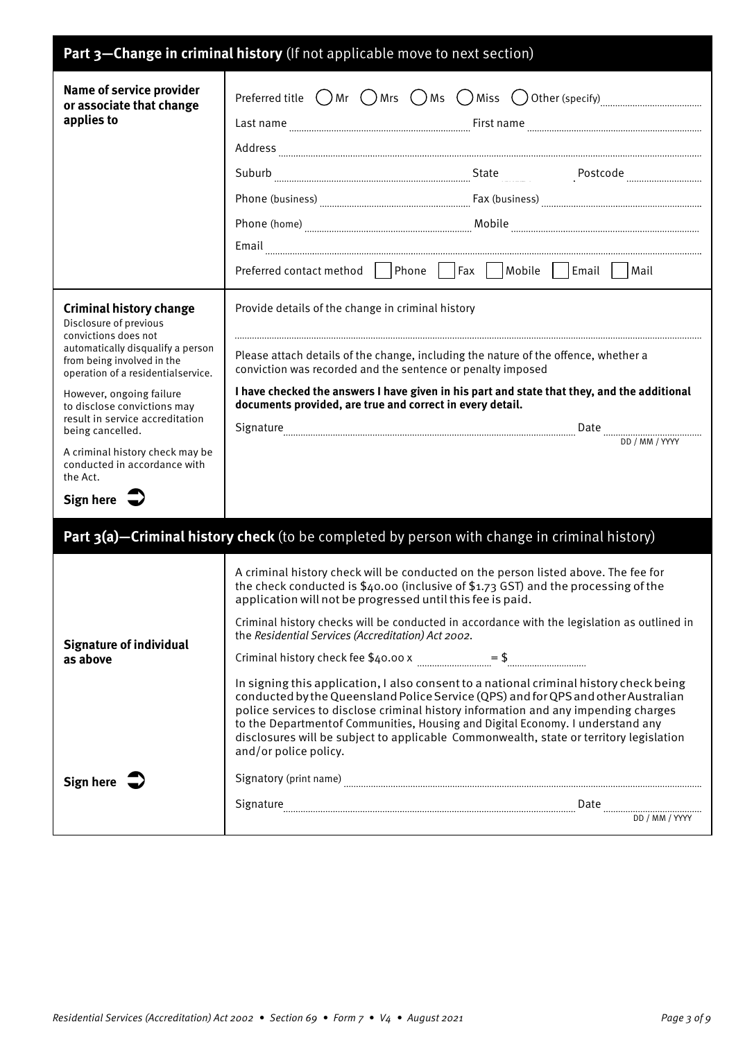## Part 3—Change in criminal history (If not applicable move to next section)

| | |
|---|---|
| **Name of service provider or associate that change applies to** | Preferred title ◯ Mr ◯ Mrs ◯ Ms ◯ Miss ◯ Other (specify) ........<br>Last name ........ First name ........<br>Address ........<br>Suburb ........ State ........ Postcode ........<br>Phone (business) ........ Fax (business) ........<br>Phone (home) ........ Mobile ........<br>Email ........<br>Preferred contact method ☐ Phone ☐ Fax ☐ Mobile ☐ Email ☐ Mail |
| **Criminal history change**<br>Disclosure of previous convictions does not automatically disqualify a person from being involved in the operation of a residentialservice.<br>However, ongoing failure to disclose convictions may result in service accreditation being cancelled.<br>A criminal history check may be conducted in accordance with the Act.<br>**Sign here** ➲ | Provide details of the change in criminal history<br>........<br>Please attach details of the change, including the nature of the offence, whether a conviction was recorded and the sentence or penalty imposed<br>**I have checked the answers I have given in his part and state that they, and the additional documents provided, are true and correct in every detail.**<br>Signature ........ Date ........ DD / MM / YYYY |

## Part 3(a)—Criminal history check (to be completed by person with change in criminal history)

| | |
|---|---|
| **Signature of individual as above** | A criminal history check will be conducted on the person listed above. The fee for the check conducted is $40.00 (inclusive of $1.73 GST) and the processing of the application will not be progressed until this fee is paid.<br>Criminal history checks will be conducted in accordance with the legislation as outlined in the *Residential Services (Accreditation) Act 2002*.<br>Criminal history check fee $40.00 x ........ = $ ........<br>In signing this application, I also consent to a national criminal history check being conducted by the Queensland Police Service (QPS) and for QPS and other Australian police services to disclose criminal history information and any impending charges to the Departmentof Communities, Housing and Digital Economy. I understand any disclosures will be subject to applicable Commonwealth, state or territory legislation and/or police policy. |
| **Sign here** ➲ | Signatory (print name) ........<br>Signature ........ Date ........ DD / MM / YYYY |

*Residential Services (Accreditation) Act 2002 • Section 69 • Form 7 • V4 • August 2021*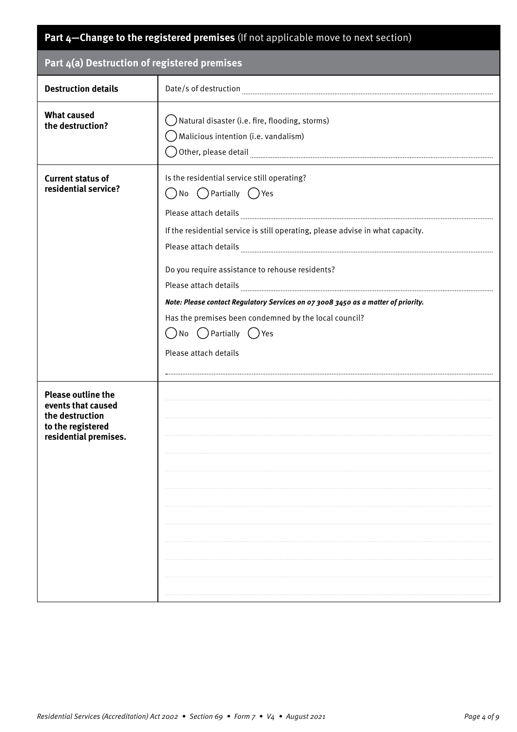## Part 4—Change to the registered premises (If not applicable move to next section)

### Part 4(a) Destruction of registered premises

| | |
|---|---|
| **Destruction details** | Date/s of destruction |
| **What caused the destruction?** | ◯ Natural disaster (i.e. fire, flooding, storms)<br>◯ Malicious intention (i.e. vandalism)<br>◯ Other, please detail |
| **Current status of residential service?** | Is the residential service still operating?<br>◯ No ◯ Partially ◯ Yes<br>Please attach details<br>If the residential service is still operating, please advise in what capacity.<br>Please attach details<br>Do you require assistance to rehouse residents?<br>Please attach details<br>***Note: Please contact Regulatory Services on 07 3008 3450 as a matter of priority.***<br>Has the premises been condemned by the local council?<br>◯ No ◯ Partially ◯ Yes<br>Please attach details |
| **Please outline the events that caused the destruction to the registered residential premises.** | |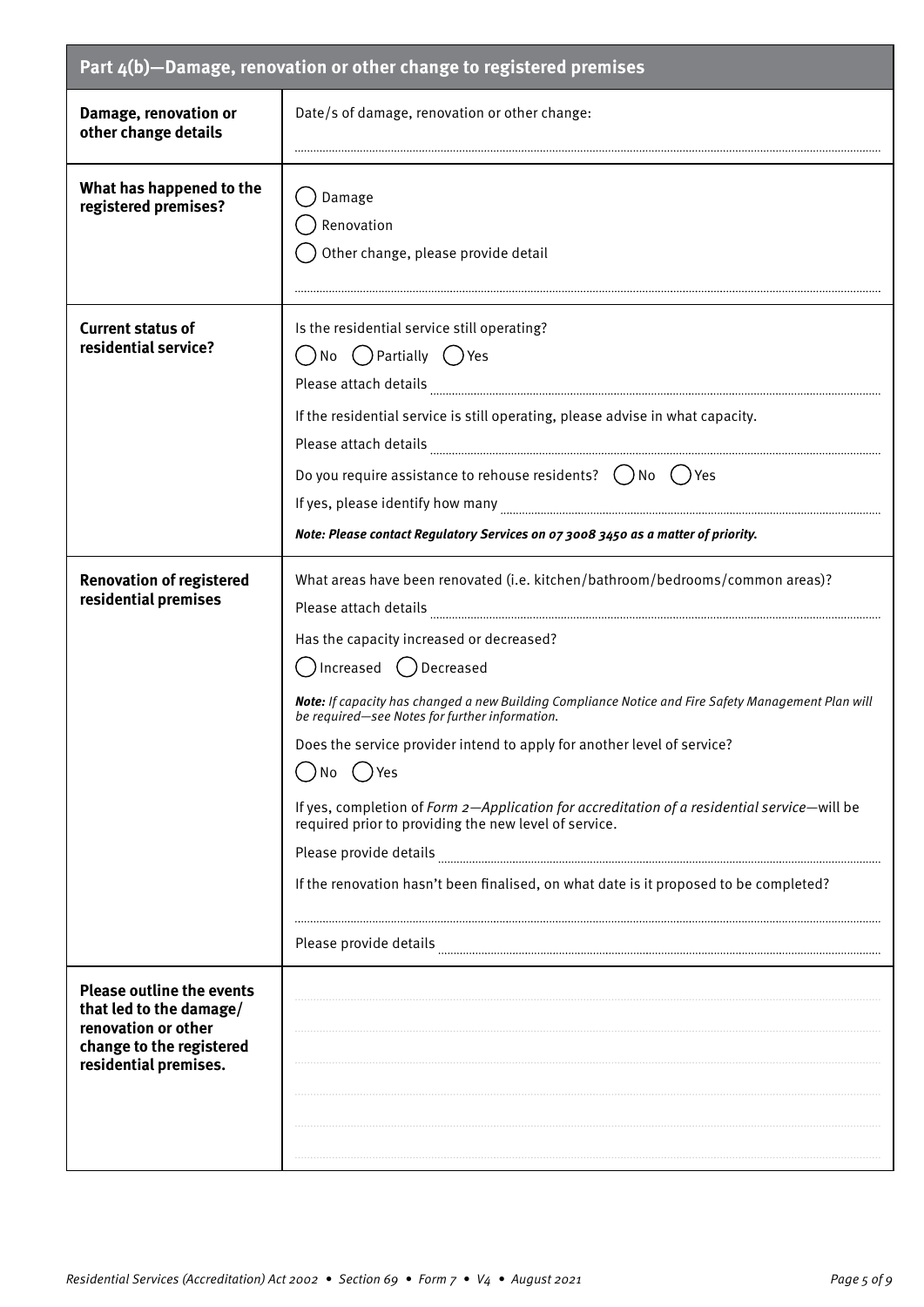## Part 4(b)—Damage, renovation or other change to registered premises

| | |
|---|---|
| **Damage, renovation or other change details** | Date/s of damage, renovation or other change: ................................................ |
| **What has happened to the registered premises?** | ◯ Damage<br>◯ Renovation<br>◯ Other change, please provide detail<br>................................................ |
| **Current status of residential service?** | Is the residential service still operating?<br>◯ No ◯ Partially ◯ Yes<br>Please attach details ................................................<br>If the residential service is still operating, please advise in what capacity.<br>Please attach details ................................................<br>Do you require assistance to rehouse residents? ◯ No ◯ Yes<br>If yes, please identify how many ................................................<br>***Note: Please contact Regulatory Services on 07 3008 3450 as a matter of priority.*** |
| **Renovation of registered residential premises** | What areas have been renovated (i.e. kitchen/bathroom/bedrooms/common areas)?<br>Please attach details ................................................<br>Has the capacity increased or decreased?<br>◯ Increased ◯ Decreased<br>***Note:*** *If capacity has changed a new Building Compliance Notice and Fire Safety Management Plan will be required—see Notes for further information.*<br>Does the service provider intend to apply for another level of service?<br>◯ No ◯ Yes<br>If yes, completion of *Form 2—Application for accreditation of a residential service*—will be required prior to providing the new level of service.<br>Please provide details ................................................<br>If the renovation hasn't been finalised, on what date is it proposed to be completed?<br>................................................<br>Please provide details ................................................ |
| **Please outline the events that led to the damage/ renovation or other change to the registered residential premises.** | ................................................<br>................................................<br>................................................<br>................................................<br>................................................<br>................................................ |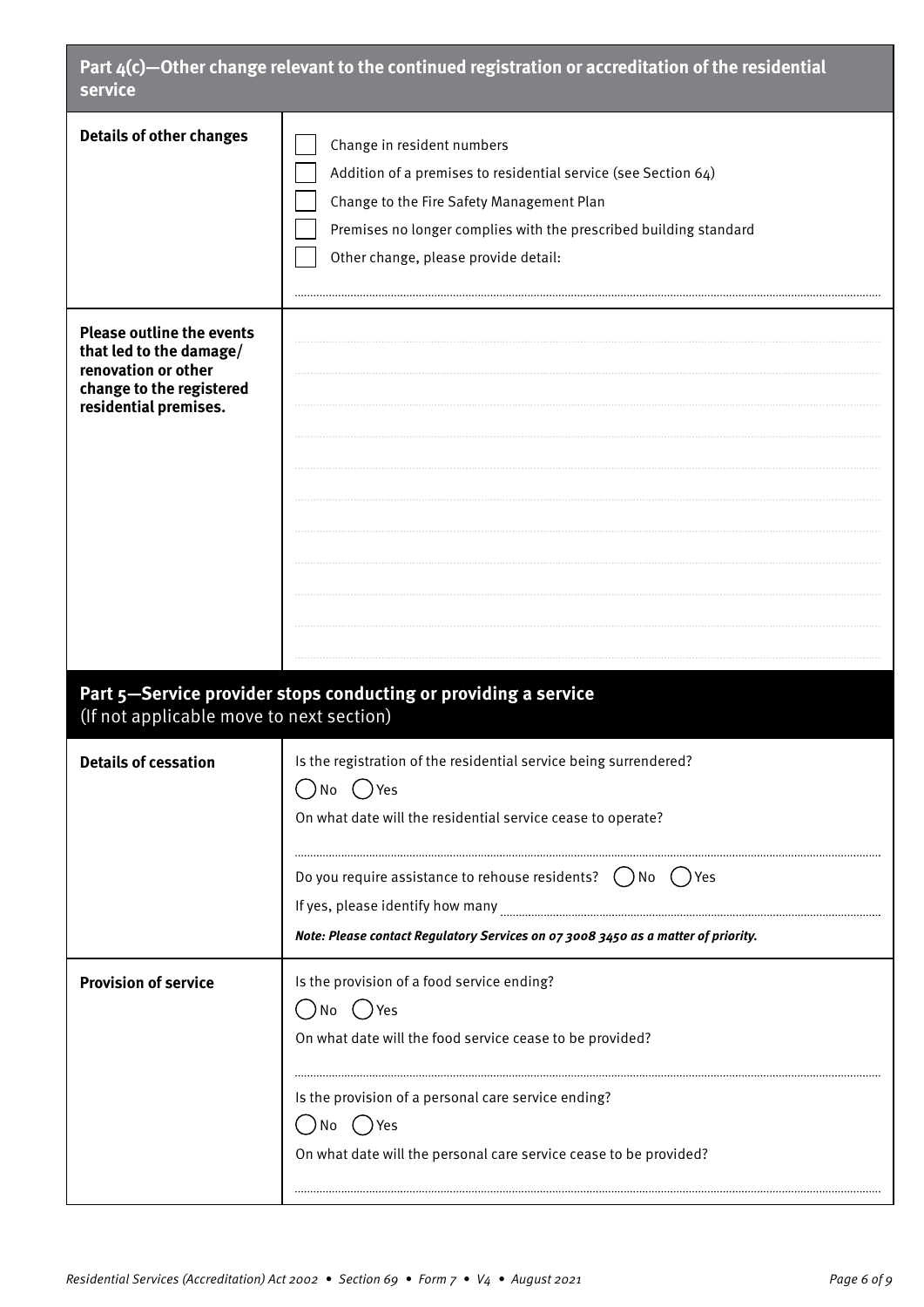## Part 4(c)—Other change relevant to the continued registration or accreditation of the residential service

**Details of other changes**

- ☐ Change in resident numbers
- ☐ Addition of a premises to residential service (see Section 64)
- ☐ Change to the Fire Safety Management Plan
- ☐ Premises no longer complies with the prescribed building standard
- ☐ Other change, please provide detail:

..................................................................................................

**Please outline the events that led to the damage/ renovation or other change to the registered residential premises.**

..................................................................................................

..................................................................................................

..................................................................................................

..................................................................................................

..................................................................................................

..................................................................................................

..................................................................................................

..................................................................................................

..................................................................................................

..................................................................................................

..................................................................................................

## Part 5—Service provider stops conducting or providing a service

(If not applicable move to next section)

**Details of cessation**

Is the registration of the residential service being surrendered?

◯ No ◯ Yes

On what date will the residential service cease to operate?

..................................................................................................

Do you require assistance to rehouse residents? ◯ No ◯ Yes

If yes, please identify how many ..................................................................

***Note: Please contact Regulatory Services on 07 3008 3450 as a matter of priority.***

**Provision of service**

Is the provision of a food service ending?

◯ No ◯ Yes

On what date will the food service cease to be provided?

..................................................................................................

Is the provision of a personal care service ending?

◯ No ◯ Yes

On what date will the personal care service cease to be provided?

..................................................................................................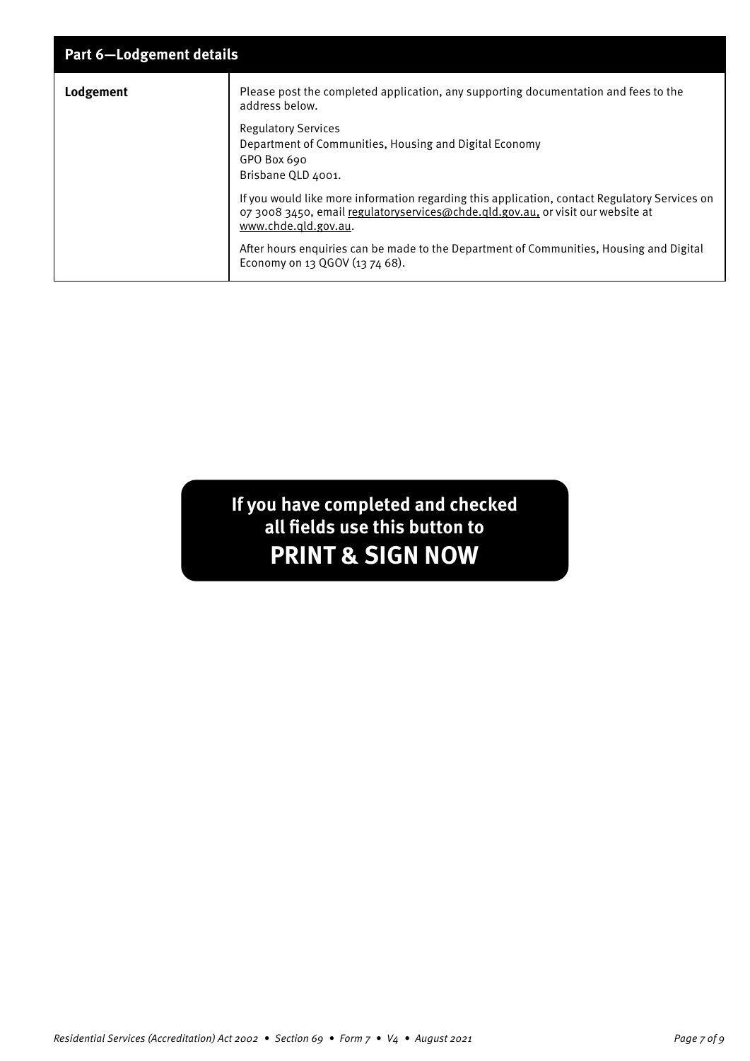## Part 6—Lodgement details

| | |
|---|---|
| **Lodgement** | Please post the completed application, any supporting documentation and fees to the address below.<br><br>Regulatory Services<br>Department of Communities, Housing and Digital Economy<br>GPO Box 690<br>Brisbane QLD 4001.<br><br>If you would like more information regarding this application, contact Regulatory Services on 07 3008 3450, email regulatoryservices@chde.qld.gov.au, or visit our website at www.chde.qld.gov.au.<br><br>After hours enquiries can be made to the Department of Communities, Housing and Digital Economy on 13 QGOV (13 74 68). |

**If you have completed and checked all fields use this button to**
**PRINT & SIGN NOW**

*Residential Services (Accreditation) Act 2002 • Section 69 • Form 7 • V4 • August 2021*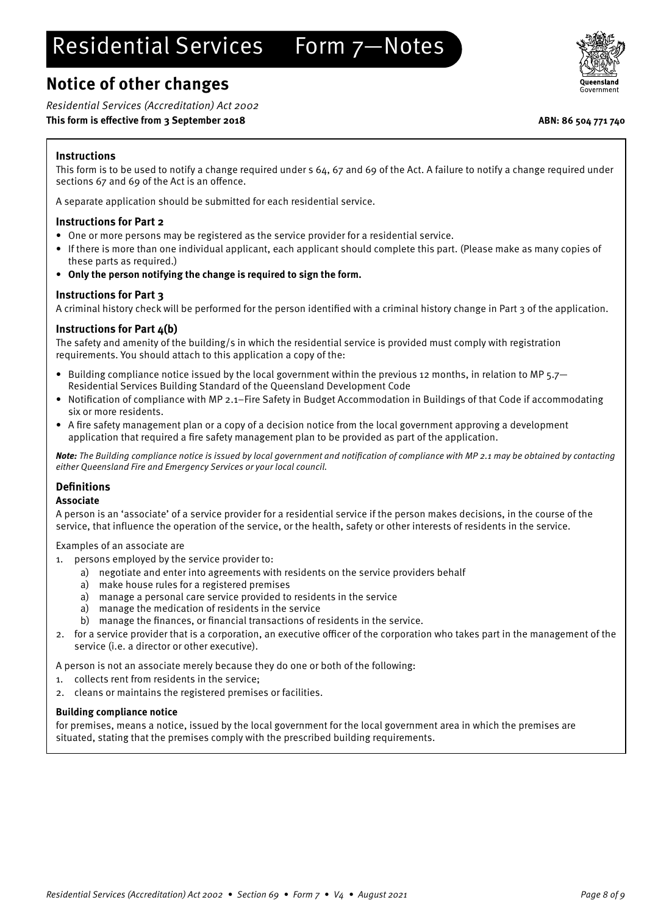# Residential Services Form 7—Notes

## Notice of other changes

*Residential Services (Accreditation) Act 2002*

**This form is effective from 3 September 2018**

**ABN: 86 504 771 740**

### Instructions

This form is to be used to notify a change required under s 64, 67 and 69 of the Act. A failure to notify a change required under sections 67 and 69 of the Act is an offence.

A separate application should be submitted for each residential service.

### Instructions for Part 2

- One or more persons may be registered as the service provider for a residential service.
- If there is more than one individual applicant, each applicant should complete this part. (Please make as many copies of these parts as required.)
- **Only the person notifying the change is required to sign the form.**

### Instructions for Part 3

A criminal history check will be performed for the person identified with a criminal history change in Part 3 of the application.

### Instructions for Part 4(b)

The safety and amenity of the building/s in which the residential service is provided must comply with registration requirements. You should attach to this application a copy of the:

- Building compliance notice issued by the local government within the previous 12 months, in relation to MP 5.7—Residential Services Building Standard of the Queensland Development Code
- Notification of compliance with MP 2.1–Fire Safety in Budget Accommodation in Buildings of that Code if accommodating six or more residents.
- A fire safety management plan or a copy of a decision notice from the local government approving a development application that required a fire safety management plan to be provided as part of the application.

***Note:*** *The Building compliance notice is issued by local government and notification of compliance with MP 2.1 may be obtained by contacting either Queensland Fire and Emergency Services or your local council.*

### Definitions

#### Associate

A person is an 'associate' of a service provider for a residential service if the person makes decisions, in the course of the service, that influence the operation of the service, or the health, safety or other interests of residents in the service.

Examples of an associate are

1. persons employed by the service provider to:
   a) negotiate and enter into agreements with residents on the service providers behalf
   a) make house rules for a registered premises
   a) manage a personal care service provided to residents in the service
   a) manage the medication of residents in the service
   b) manage the finances, or financial transactions of residents in the service.
2. for a service provider that is a corporation, an executive officer of the corporation who takes part in the management of the service (i.e. a director or other executive).

A person is not an associate merely because they do one or both of the following:

1. collects rent from residents in the service;
2. cleans or maintains the registered premises or facilities.

#### Building compliance notice

for premises, means a notice, issued by the local government for the local government area in which the premises are situated, stating that the premises comply with the prescribed building requirements.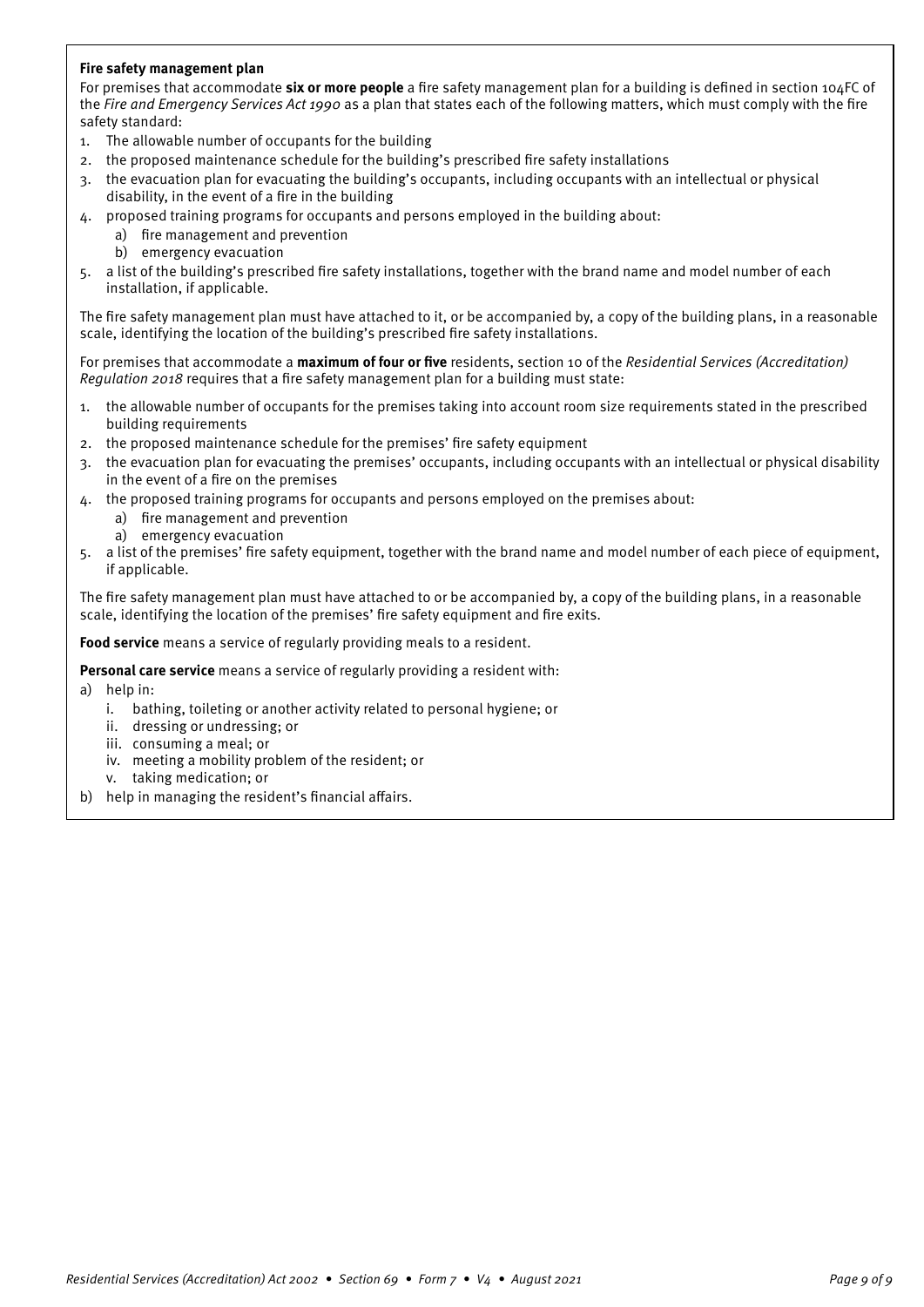**Fire safety management plan**

For premises that accommodate **six or more people** a fire safety management plan for a building is defined in section 104FC of the *Fire and Emergency Services Act 1990* as a plan that states each of the following matters, which must comply with the fire safety standard:

1. The allowable number of occupants for the building
2. the proposed maintenance schedule for the building's prescribed fire safety installations
3. the evacuation plan for evacuating the building's occupants, including occupants with an intellectual or physical disability, in the event of a fire in the building
4. proposed training programs for occupants and persons employed in the building about:
   a) fire management and prevention
   b) emergency evacuation
5. a list of the building's prescribed fire safety installations, together with the brand name and model number of each installation, if applicable.

The fire safety management plan must have attached to it, or be accompanied by, a copy of the building plans, in a reasonable scale, identifying the location of the building's prescribed fire safety installations.

For premises that accommodate a **maximum of four or five** residents, section 10 of the *Residential Services (Accreditation) Regulation 2018* requires that a fire safety management plan for a building must state:

1. the allowable number of occupants for the premises taking into account room size requirements stated in the prescribed building requirements
2. the proposed maintenance schedule for the premises' fire safety equipment
3. the evacuation plan for evacuating the premises' occupants, including occupants with an intellectual or physical disability in the event of a fire on the premises
4. the proposed training programs for occupants and persons employed on the premises about:
   a) fire management and prevention
   a) emergency evacuation
5. a list of the premises' fire safety equipment, together with the brand name and model number of each piece of equipment, if applicable.

The fire safety management plan must have attached to or be accompanied by, a copy of the building plans, in a reasonable scale, identifying the location of the premises' fire safety equipment and fire exits.

**Food service** means a service of regularly providing meals to a resident.

**Personal care service** means a service of regularly providing a resident with:

a) help in:
   i. bathing, toileting or another activity related to personal hygiene; or
   ii. dressing or undressing; or
   iii. consuming a meal; or
   iv. meeting a mobility problem of the resident; or
   v. taking medication; or
b) help in managing the resident's financial affairs.